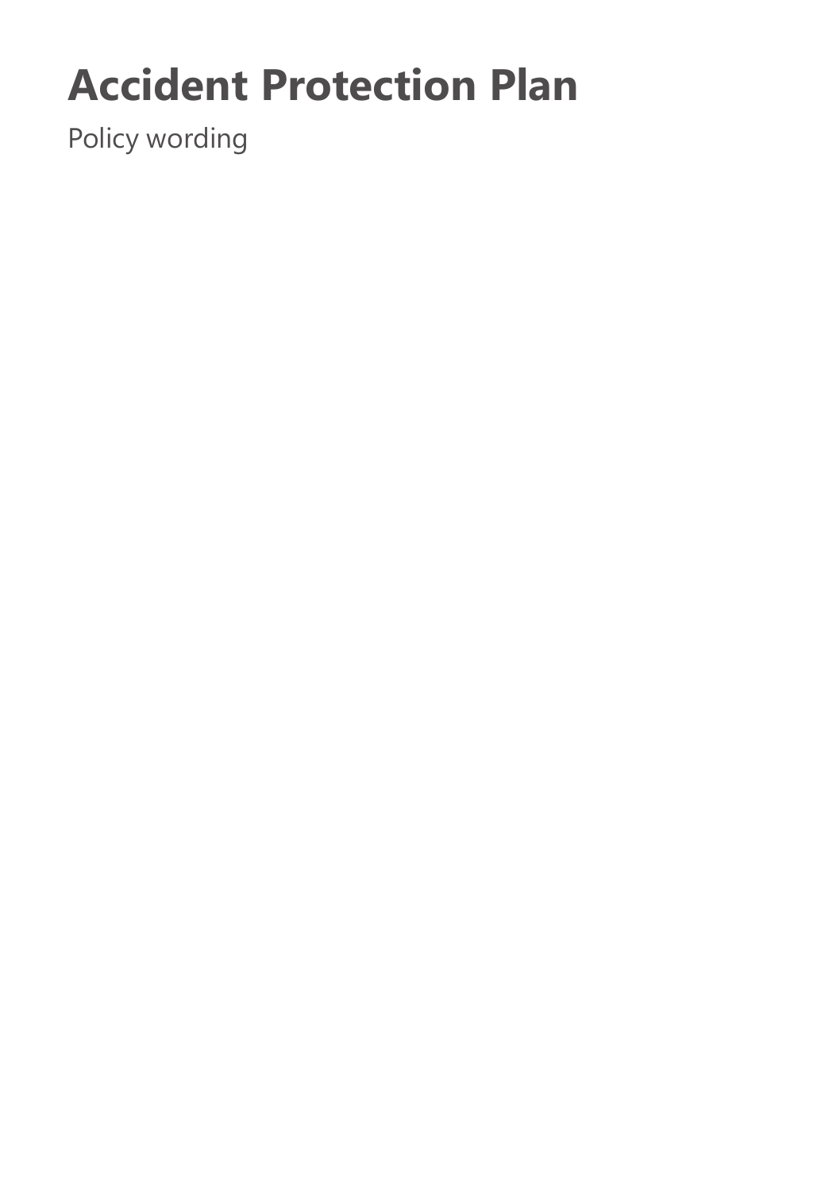# Accident Protection Plan

Policy wording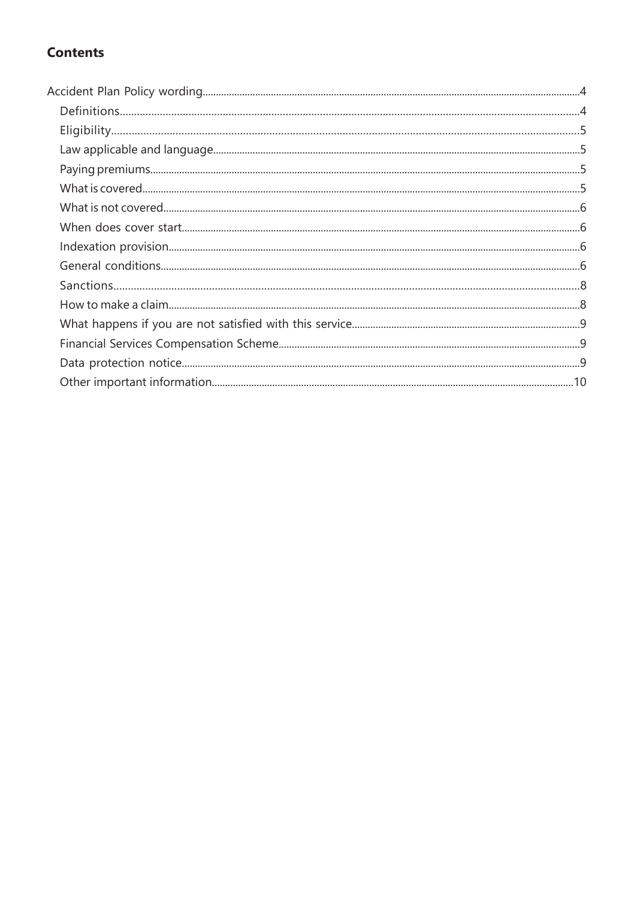## Contents

- Accident Plan Policy wording....4
  - Definitions....4
  - Eligibility....5
  - Law applicable and language....5
  - Paying premiums....5
  - What is covered....5
  - What is not covered....6
  - When does cover start....6
  - Indexation provision....6
  - General conditions....6
  - Sanctions....8
  - How to make a claim....8
  - What happens if you are not satisfied with this service....9
  - Financial Services Compensation Scheme....9
  - Data protection notice....9
  - Other important information....10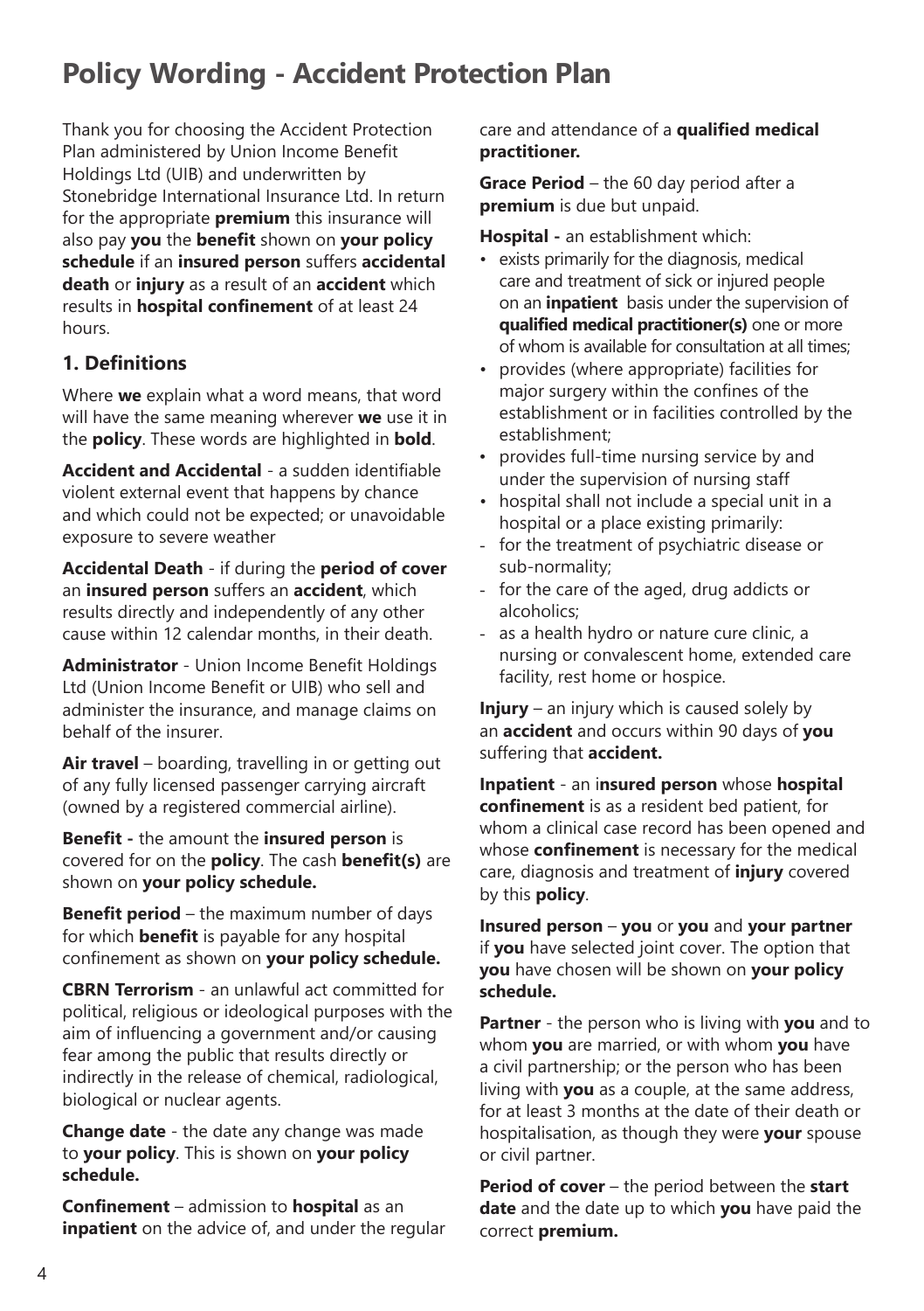# Policy Wording - Accident Protection Plan

Thank you for choosing the Accident Protection Plan administered by Union Income Benefit Holdings Ltd (UIB) and underwritten by Stonebridge International Insurance Ltd. In return for the appropriate **premium** this insurance will also pay **you** the **benefit** shown on **your policy schedule** if an **insured person** suffers **accidental death** or **injury** as a result of an **accident** which results in **hospital confinement** of at least 24 hours.

## 1. Definitions

Where **we** explain what a word means, that word will have the same meaning wherever **we** use it in the **policy**. These words are highlighted in **bold**.

**Accident and Accidental** - a sudden identifiable violent external event that happens by chance and which could not be expected; or unavoidable exposure to severe weather

**Accidental Death** - if during the **period of cover** an **insured person** suffers an **accident**, which results directly and independently of any other cause within 12 calendar months, in their death.

**Administrator** - Union Income Benefit Holdings Ltd (Union Income Benefit or UIB) who sell and administer the insurance, and manage claims on behalf of the insurer.

**Air travel** – boarding, travelling in or getting out of any fully licensed passenger carrying aircraft (owned by a registered commercial airline).

**Benefit -** the amount the **insured person** is covered for on the **policy**. The cash **benefit(s)** are shown on **your policy schedule.**

**Benefit period** – the maximum number of days for which **benefit** is payable for any hospital confinement as shown on **your policy schedule.**

**CBRN Terrorism** - an unlawful act committed for political, religious or ideological purposes with the aim of influencing a government and/or causing fear among the public that results directly or indirectly in the release of chemical, radiological, biological or nuclear agents.

**Change date** - the date any change was made to **your policy**. This is shown on **your policy schedule.**

**Confinement** – admission to **hospital** as an **inpatient** on the advice of, and under the regular care and attendance of a **qualified medical practitioner.**

**Grace Period** – the 60 day period after a **premium** is due but unpaid.

**Hospital -** an establishment which:

- exists primarily for the diagnosis, medical care and treatment of sick or injured people on an **inpatient** basis under the supervision of **qualified medical practitioner(s)** one or more of whom is available for consultation at all times;
- provides (where appropriate) facilities for major surgery within the confines of the establishment or in facilities controlled by the establishment;
- provides full-time nursing service by and under the supervision of nursing staff
- hospital shall not include a special unit in a hospital or a place existing primarily:
  - for the treatment of psychiatric disease or sub-normality;
  - for the care of the aged, drug addicts or alcoholics;
  - as a health hydro or nature cure clinic, a nursing or convalescent home, extended care facility, rest home or hospice.

**Injury** – an injury which is caused solely by an **accident** and occurs within 90 days of **you** suffering that **accident.**

**Inpatient** - an i**nsured person** whose **hospital confinement** is as a resident bed patient, for whom a clinical case record has been opened and whose **confinement** is necessary for the medical care, diagnosis and treatment of **injury** covered by this **policy**.

**Insured person** – **you** or **you** and **your partner** if **you** have selected joint cover. The option that **you** have chosen will be shown on **your policy schedule.**

**Partner** - the person who is living with **you** and to whom **you** are married, or with whom **you** have a civil partnership; or the person who has been living with **you** as a couple, at the same address, for at least 3 months at the date of their death or hospitalisation, as though they were **your** spouse or civil partner.

**Period of cover** – the period between the **start date** and the date up to which **you** have paid the correct **premium.**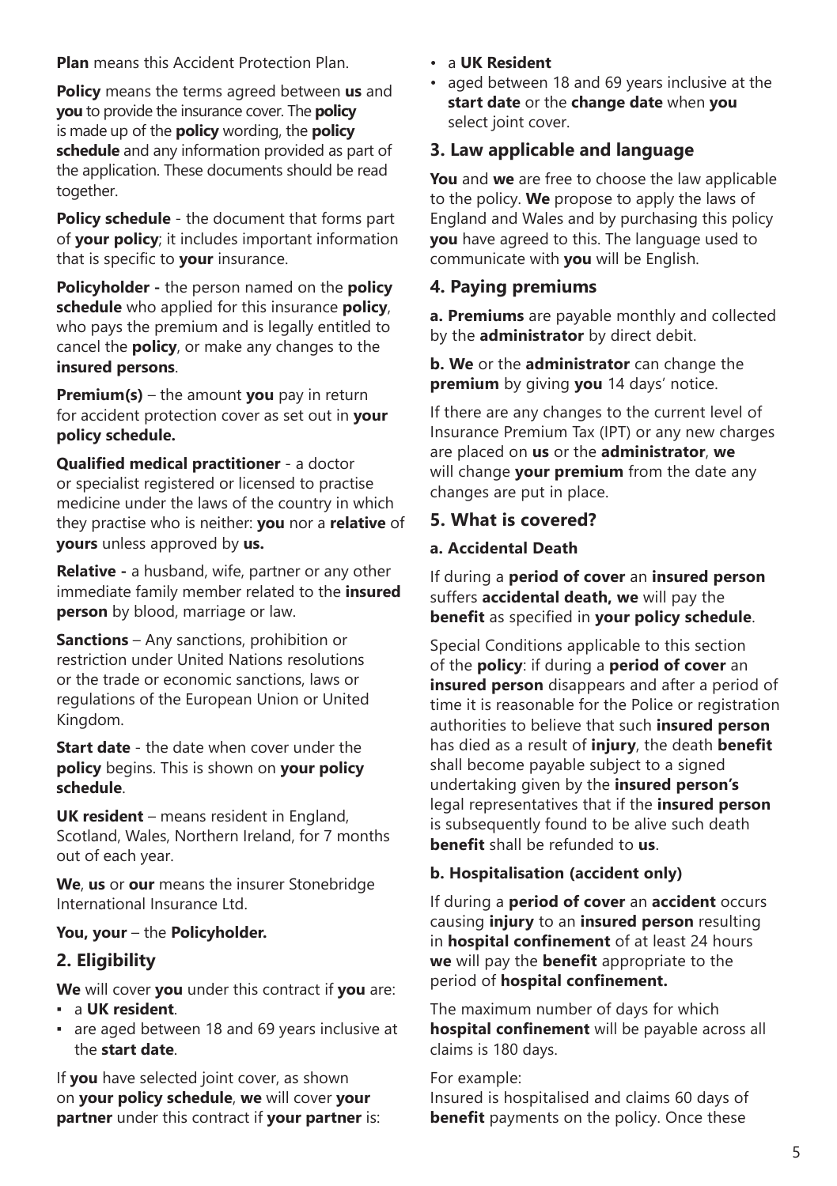**Plan** means this Accident Protection Plan.

**Policy** means the terms agreed between **us** and **you** to provide the insurance cover. The **policy** is made up of the **policy** wording, the **policy schedule** and any information provided as part of the application. These documents should be read together.

**Policy schedule** - the document that forms part of **your policy**; it includes important information that is specific to **your** insurance.

**Policyholder -** the person named on the **policy schedule** who applied for this insurance **policy**, who pays the premium and is legally entitled to cancel the **policy**, or make any changes to the **insured persons**.

**Premium(s)** – the amount **you** pay in return for accident protection cover as set out in **your policy schedule.**

**Qualified medical practitioner** - a doctor or specialist registered or licensed to practise medicine under the laws of the country in which they practise who is neither: **you** nor a **relative** of **yours** unless approved by **us.**

**Relative -** a husband, wife, partner or any other immediate family member related to the **insured person** by blood, marriage or law.

**Sanctions** – Any sanctions, prohibition or restriction under United Nations resolutions or the trade or economic sanctions, laws or regulations of the European Union or United Kingdom.

**Start date** - the date when cover under the **policy** begins. This is shown on **your policy schedule**.

**UK resident** – means resident in England, Scotland, Wales, Northern Ireland, for 7 months out of each year.

**We**, **us** or **our** means the insurer Stonebridge International Insurance Ltd.

**You, your** – the **Policyholder.**

## 2. Eligibility

**We** will cover **you** under this contract if **you** are:

- a **UK resident**.
- are aged between 18 and 69 years inclusive at the **start date**.

If **you** have selected joint cover, as shown on **your policy schedule**, **we** will cover **your partner** under this contract if **your partner** is:

- a **UK Resident**
- aged between 18 and 69 years inclusive at the **start date** or the **change date** when **you** select joint cover.

## 3. Law applicable and language

**You** and **we** are free to choose the law applicable to the policy. **We** propose to apply the laws of England and Wales and by purchasing this policy **you** have agreed to this. The language used to communicate with **you** will be English.

## 4. Paying premiums

**a. Premiums** are payable monthly and collected by the **administrator** by direct debit.

**b. We** or the **administrator** can change the **premium** by giving **you** 14 days' notice.

If there are any changes to the current level of Insurance Premium Tax (IPT) or any new charges are placed on **us** or the **administrator**, **we** will change **your premium** from the date any changes are put in place.

## 5. What is covered?

### a. Accidental Death

If during a **period of cover** an **insured person** suffers **accidental death, we** will pay the **benefit** as specified in **your policy schedule**.

Special Conditions applicable to this section of the **policy**: if during a **period of cover** an **insured person** disappears and after a period of time it is reasonable for the Police or registration authorities to believe that such **insured person** has died as a result of **injury**, the death **benefit** shall become payable subject to a signed undertaking given by the **insured person's** legal representatives that if the **insured person** is subsequently found to be alive such death **benefit** shall be refunded to **us**.

### b. Hospitalisation (accident only)

If during a **period of cover** an **accident** occurs causing **injury** to an **insured person** resulting in **hospital confinement** of at least 24 hours **we** will pay the **benefit** appropriate to the period of **hospital confinement.**

The maximum number of days for which **hospital confinement** will be payable across all claims is 180 days.

For example:
Insured is hospitalised and claims 60 days of **benefit** payments on the policy. Once these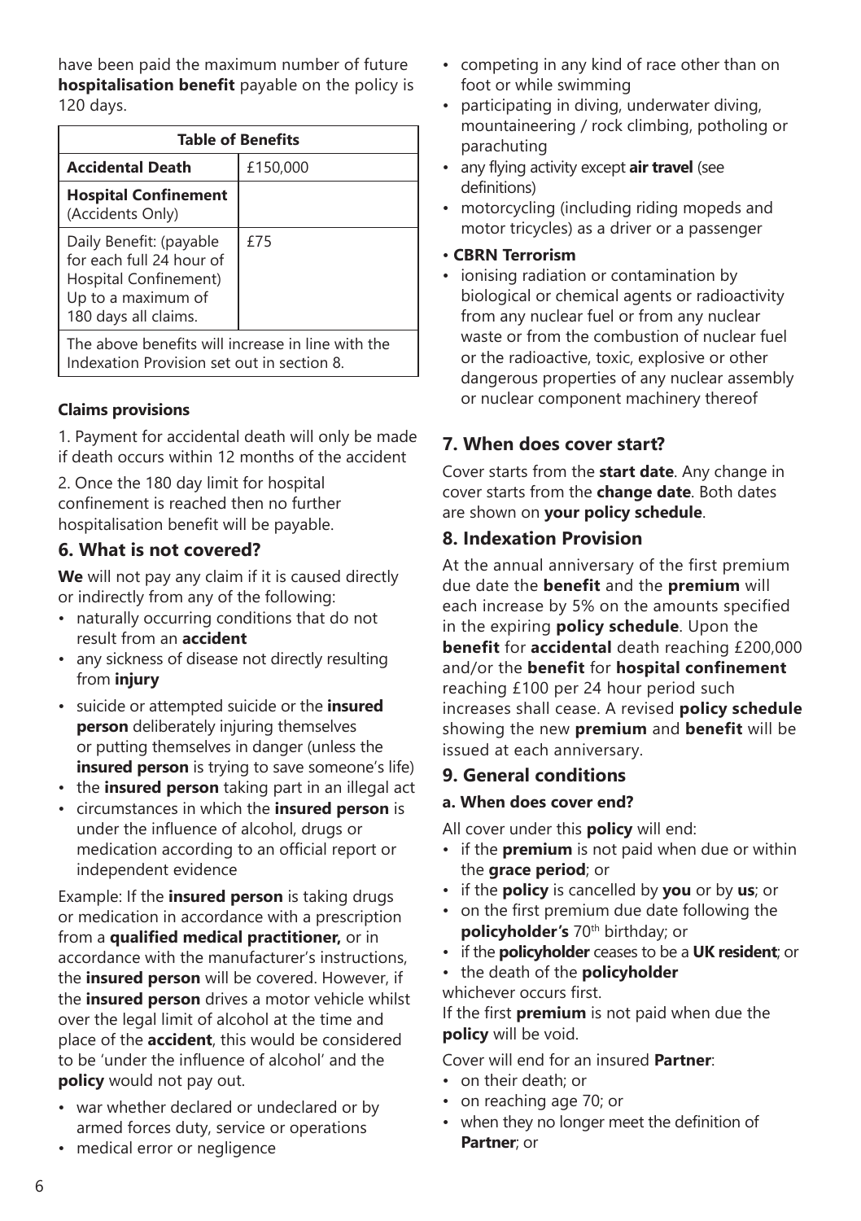have been paid the maximum number of future **hospitalisation benefit** payable on the policy is 120 days.

| Table of Benefits | |
|---|---|
| **Accidental Death** | £150,000 |
| **Hospital Confinement** (Accidents Only) | |
| Daily Benefit: (payable for each full 24 hour of Hospital Confinement) Up to a maximum of 180 days all claims. | £75 |
| The above benefits will increase in line with the Indexation Provision set out in section 8. | |

### Claims provisions

1. Payment for accidental death will only be made if death occurs within 12 months of the accident

2. Once the 180 day limit for hospital confinement is reached then no further hospitalisation benefit will be payable.

## 6. What is not covered?

**We** will not pay any claim if it is caused directly or indirectly from any of the following:

- naturally occurring conditions that do not result from an **accident**
- any sickness of disease not directly resulting from **injury**
- suicide or attempted suicide or the **insured person** deliberately injuring themselves or putting themselves in danger (unless the **insured person** is trying to save someone's life)
- the **insured person** taking part in an illegal act
- circumstances in which the **insured person** is under the influence of alcohol, drugs or medication according to an official report or independent evidence

Example: If the **insured person** is taking drugs or medication in accordance with a prescription from a **qualified medical practitioner,** or in accordance with the manufacturer's instructions, the **insured person** will be covered. However, if the **insured person** drives a motor vehicle whilst over the legal limit of alcohol at the time and place of the **accident**, this would be considered to be 'under the influence of alcohol' and the **policy** would not pay out.

- war whether declared or undeclared or by armed forces duty, service or operations
- medical error or negligence
- competing in any kind of race other than on foot or while swimming
- participating in diving, underwater diving, mountaineering / rock climbing, potholing or parachuting
- any flying activity except **air travel** (see definitions)
- motorcycling (including riding mopeds and motor tricycles) as a driver or a passenger
- **CBRN Terrorism**
- ionising radiation or contamination by biological or chemical agents or radioactivity from any nuclear fuel or from any nuclear waste or from the combustion of nuclear fuel or the radioactive, toxic, explosive or other dangerous properties of any nuclear assembly or nuclear component machinery thereof

## 7. When does cover start?

Cover starts from the **start date**. Any change in cover starts from the **change date**. Both dates are shown on **your policy schedule**.

## 8. Indexation Provision

At the annual anniversary of the first premium due date the **benefit** and the **premium** will each increase by 5% on the amounts specified in the expiring **policy schedule**. Upon the **benefit** for **accidental** death reaching £200,000 and/or the **benefit** for **hospital confinement** reaching £100 per 24 hour period such increases shall cease. A revised **policy schedule** showing the new **premium** and **benefit** will be issued at each anniversary.

## 9. General conditions

### a. When does cover end?

All cover under this **policy** will end:

- if the **premium** is not paid when due or within the **grace period**; or
- if the **policy** is cancelled by **you** or by **us**; or
- on the first premium due date following the **policyholder's** 70th birthday; or
- if the **policyholder** ceases to be a **UK resident**; or
- the death of the **policyholder**

whichever occurs first.

If the first **premium** is not paid when due the **policy** will be void.

Cover will end for an insured **Partner**:

- on their death; or
- on reaching age 70; or
- when they no longer meet the definition of **Partner**; or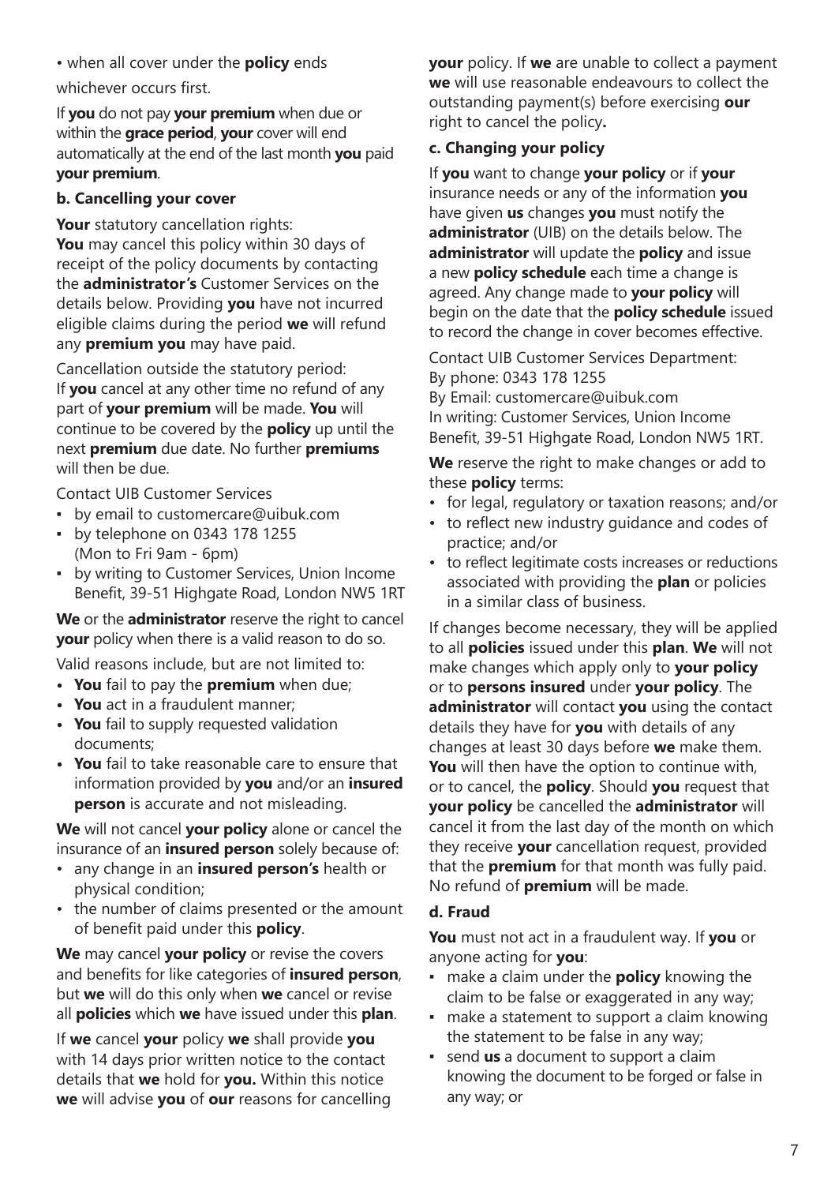- when all cover under the **policy** ends

whichever occurs first.

If **you** do not pay **your premium** when due or within the **grace period**, **your** cover will end automatically at the end of the last month **you** paid **your premium**.

### b. Cancelling your cover

**Your** statutory cancellation rights:
**You** may cancel this policy within 30 days of receipt of the policy documents by contacting the **administrator's** Customer Services on the details below. Providing **you** have not incurred eligible claims during the period **we** will refund any **premium you** may have paid.

Cancellation outside the statutory period:
If **you** cancel at any other time no refund of any part of **your premium** will be made. **You** will continue to be covered by the **policy** up until the next **premium** due date. No further **premiums** will then be due.

Contact UIB Customer Services

- by email to customercare@uibuk.com
- by telephone on 0343 178 1255 (Mon to Fri 9am - 6pm)
- by writing to Customer Services, Union Income Benefit, 39-51 Highgate Road, London NW5 1RT

**We** or the **administrator** reserve the right to cancel **your** policy when there is a valid reason to do so.

Valid reasons include, but are not limited to:

- **You** fail to pay the **premium** when due;
- **You** act in a fraudulent manner;
- **You** fail to supply requested validation documents;
- **You** fail to take reasonable care to ensure that information provided by **you** and/or an **insured person** is accurate and not misleading.

**We** will not cancel **your policy** alone or cancel the insurance of an **insured person** solely because of:

- any change in an **insured person's** health or physical condition;
- the number of claims presented or the amount of benefit paid under this **policy**.

**We** may cancel **your policy** or revise the covers and benefits for like categories of **insured person**, but **we** will do this only when **we** cancel or revise all **policies** which **we** have issued under this **plan**.

If **we** cancel **your** policy **we** shall provide **you** with 14 days prior written notice to the contact details that **we** hold for **you.** Within this notice **we** will advise **you** of **our** reasons for cancelling **your** policy. If **we** are unable to collect a payment **we** will use reasonable endeavours to collect the outstanding payment(s) before exercising **our** right to cancel the policy**.**

### c. Changing your policy

If **you** want to change **your policy** or if **your** insurance needs or any of the information **you** have given **us** changes **you** must notify the **administrator** (UIB) on the details below. The **administrator** will update the **policy** and issue a new **policy schedule** each time a change is agreed. Any change made to **your policy** will begin on the date that the **policy schedule** issued to record the change in cover becomes effective.

Contact UIB Customer Services Department:
By phone: 0343 178 1255
By Email: customercare@uibuk.com
In writing: Customer Services, Union Income Benefit, 39-51 Highgate Road, London NW5 1RT.

**We** reserve the right to make changes or add to these **policy** terms:

- for legal, regulatory or taxation reasons; and/or
- to reflect new industry guidance and codes of practice; and/or
- to reflect legitimate costs increases or reductions associated with providing the **plan** or policies in a similar class of business.

If changes become necessary, they will be applied to all **policies** issued under this **plan**. **We** will not make changes which apply only to **your policy** or to **persons insured** under **your policy**. The **administrator** will contact **you** using the contact details they have for **you** with details of any changes at least 30 days before **we** make them. **You** will then have the option to continue with, or to cancel, the **policy**. Should **you** request that **your policy** be cancelled the **administrator** will cancel it from the last day of the month on which they receive **your** cancellation request, provided that the **premium** for that month was fully paid. No refund of **premium** will be made.

### d. Fraud

**You** must not act in a fraudulent way. If **you** or anyone acting for **you**:

- make a claim under the **policy** knowing the claim to be false or exaggerated in any way;
- make a statement to support a claim knowing the statement to be false in any way;
- send **us** a document to support a claim knowing the document to be forged or false in any way; or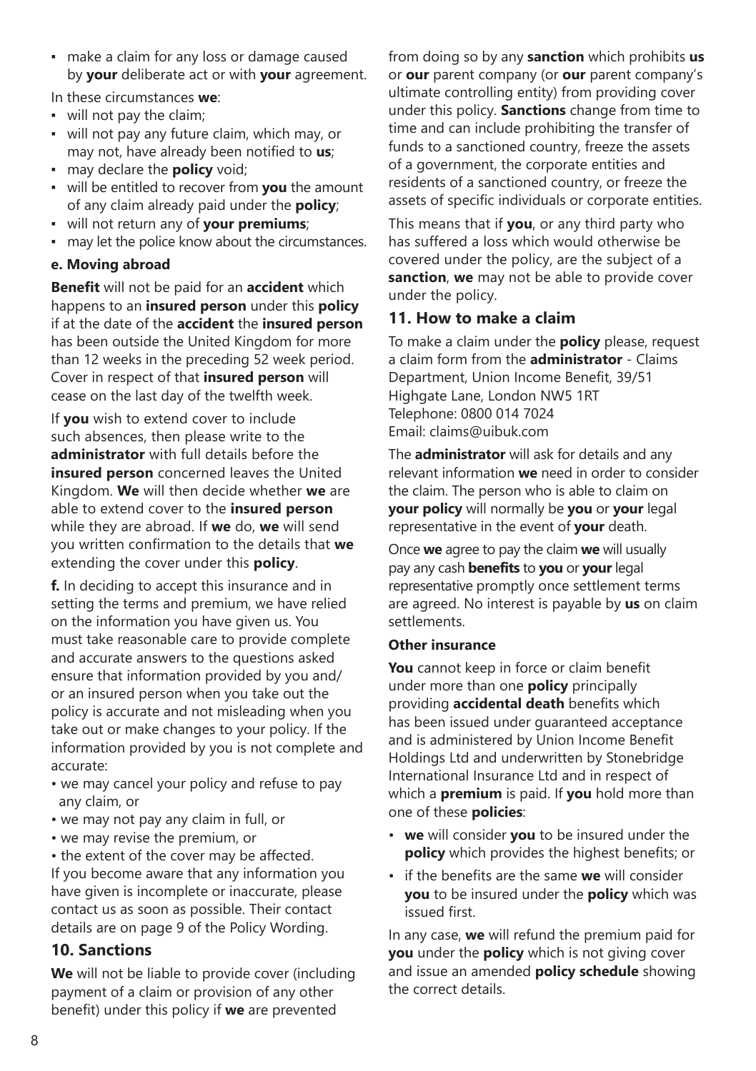- make a claim for any loss or damage caused by **your** deliberate act or with **your** agreement.

In these circumstances **we**:

- will not pay the claim;
- will not pay any future claim, which may, or may not, have already been notified to **us**;
- may declare the **policy** void;
- will be entitled to recover from **you** the amount of any claim already paid under the **policy**;
- will not return any of **your premiums**;
- may let the police know about the circumstances.

**e. Moving abroad**

**Benefit** will not be paid for an **accident** which happens to an **insured person** under this **policy** if at the date of the **accident** the **insured person** has been outside the United Kingdom for more than 12 weeks in the preceding 52 week period. Cover in respect of that **insured person** will cease on the last day of the twelfth week.

If **you** wish to extend cover to include such absences, then please write to the **administrator** with full details before the **insured person** concerned leaves the United Kingdom. **We** will then decide whether **we** are able to extend cover to the **insured person** while they are abroad. If **we** do, **we** will send you written confirmation to the details that **we** extending the cover under this **policy**.

**f.** In deciding to accept this insurance and in setting the terms and premium, we have relied on the information you have given us. You must take reasonable care to provide complete and accurate answers to the questions asked ensure that information provided by you and/ or an insured person when you take out the policy is accurate and not misleading when you take out or make changes to your policy. If the information provided by you is not complete and accurate:

- we may cancel your policy and refuse to pay any claim, or
- we may not pay any claim in full, or
- we may revise the premium, or
- the extent of the cover may be affected.

If you become aware that any information you have given is incomplete or inaccurate, please contact us as soon as possible. Their contact details are on page 9 of the Policy Wording.

## 10. Sanctions

**We** will not be liable to provide cover (including payment of a claim or provision of any other benefit) under this policy if **we** are prevented from doing so by any **sanction** which prohibits **us** or **our** parent company (or **our** parent company's ultimate controlling entity) from providing cover under this policy. **Sanctions** change from time to time and can include prohibiting the transfer of funds to a sanctioned country, freeze the assets of a government, the corporate entities and residents of a sanctioned country, or freeze the assets of specific individuals or corporate entities.

This means that if **you**, or any third party who has suffered a loss which would otherwise be covered under the policy, are the subject of a **sanction**, **we** may not be able to provide cover under the policy.

## 11. How to make a claim

To make a claim under the **policy** please, request a claim form from the **administrator** - Claims Department, Union Income Benefit, 39/51 Highgate Lane, London NW5 1RT
Telephone: 0800 014 7024
Email: claims@uibuk.com

The **administrator** will ask for details and any relevant information **we** need in order to consider the claim. The person who is able to claim on **your policy** will normally be **you** or **your** legal representative in the event of **your** death.

Once **we** agree to pay the claim **we** will usually pay any cash **benefits** to **you** or **your** legal representative promptly once settlement terms are agreed. No interest is payable by **us** on claim settlements.

**Other insurance**

**You** cannot keep in force or claim benefit under more than one **policy** principally providing **accidental death** benefits which has been issued under guaranteed acceptance and is administered by Union Income Benefit Holdings Ltd and underwritten by Stonebridge International Insurance Ltd and in respect of which a **premium** is paid. If **you** hold more than one of these **policies**:

- **we** will consider **you** to be insured under the **policy** which provides the highest benefits; or
- if the benefits are the same **we** will consider **you** to be insured under the **policy** which was issued first.

In any case, **we** will refund the premium paid for **you** under the **policy** which is not giving cover and issue an amended **policy schedule** showing the correct details.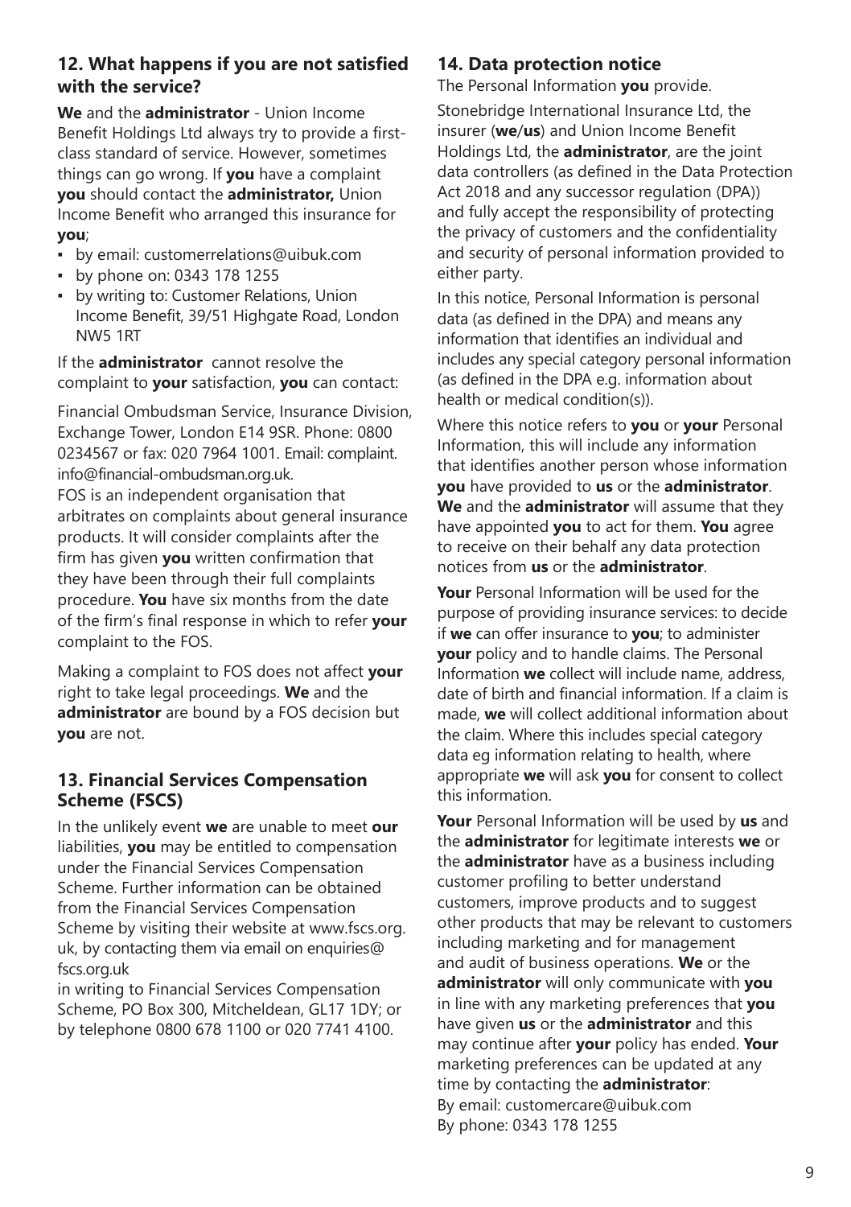## 12. What happens if you are not satisfied with the service?

**We** and the **administrator** - Union Income Benefit Holdings Ltd always try to provide a first-class standard of service. However, sometimes things can go wrong. If **you** have a complaint **you** should contact the **administrator,** Union Income Benefit who arranged this insurance for **you**;

- by email: customerrelations@uibuk.com
- by phone on: 0343 178 1255
- by writing to: Customer Relations, Union Income Benefit, 39/51 Highgate Road, London NW5 1RT

If the **administrator** cannot resolve the complaint to **your** satisfaction, **you** can contact:

Financial Ombudsman Service, Insurance Division, Exchange Tower, London E14 9SR. Phone: 0800 0234567 or fax: 020 7964 1001. Email: complaint.info@financial-ombudsman.org.uk.
FOS is an independent organisation that arbitrates on complaints about general insurance products. It will consider complaints after the firm has given **you** written confirmation that they have been through their full complaints procedure. **You** have six months from the date of the firm's final response in which to refer **your** complaint to the FOS.

Making a complaint to FOS does not affect **your** right to take legal proceedings. **We** and the **administrator** are bound by a FOS decision but **you** are not.

## 13. Financial Services Compensation Scheme (FSCS)

In the unlikely event **we** are unable to meet **our** liabilities, **you** may be entitled to compensation under the Financial Services Compensation Scheme. Further information can be obtained from the Financial Services Compensation Scheme by visiting their website at www.fscs.org.uk, by contacting them via email on enquiries@fscs.org.uk
in writing to Financial Services Compensation Scheme, PO Box 300, Mitcheldean, GL17 1DY; or by telephone 0800 678 1100 or 020 7741 4100.

## 14. Data protection notice

The Personal Information **you** provide.

Stonebridge International Insurance Ltd, the insurer (**we**/**us**) and Union Income Benefit Holdings Ltd, the **administrator**, are the joint data controllers (as defined in the Data Protection Act 2018 and any successor regulation (DPA)) and fully accept the responsibility of protecting the privacy of customers and the confidentiality and security of personal information provided to either party.

In this notice, Personal Information is personal data (as defined in the DPA) and means any information that identifies an individual and includes any special category personal information (as defined in the DPA e.g. information about health or medical condition(s)).

Where this notice refers to **you** or **your** Personal Information, this will include any information that identifies another person whose information **you** have provided to **us** or the **administrator**. **We** and the **administrator** will assume that they have appointed **you** to act for them. **You** agree to receive on their behalf any data protection notices from **us** or the **administrator**.

**Your** Personal Information will be used for the purpose of providing insurance services: to decide if **we** can offer insurance to **you**; to administer **your** policy and to handle claims. The Personal Information **we** collect will include name, address, date of birth and financial information. If a claim is made, **we** will collect additional information about the claim. Where this includes special category data eg information relating to health, where appropriate **we** will ask **you** for consent to collect this information.

**Your** Personal Information will be used by **us** and the **administrator** for legitimate interests **we** or the **administrator** have as a business including customer profiling to better understand customers, improve products and to suggest other products that may be relevant to customers including marketing and for management and audit of business operations. **We** or the **administrator** will only communicate with **you** in line with any marketing preferences that **you** have given **us** or the **administrator** and this may continue after **your** policy has ended. **Your** marketing preferences can be updated at any time by contacting the **administrator**:
By email: customercare@uibuk.com
By phone: 0343 178 1255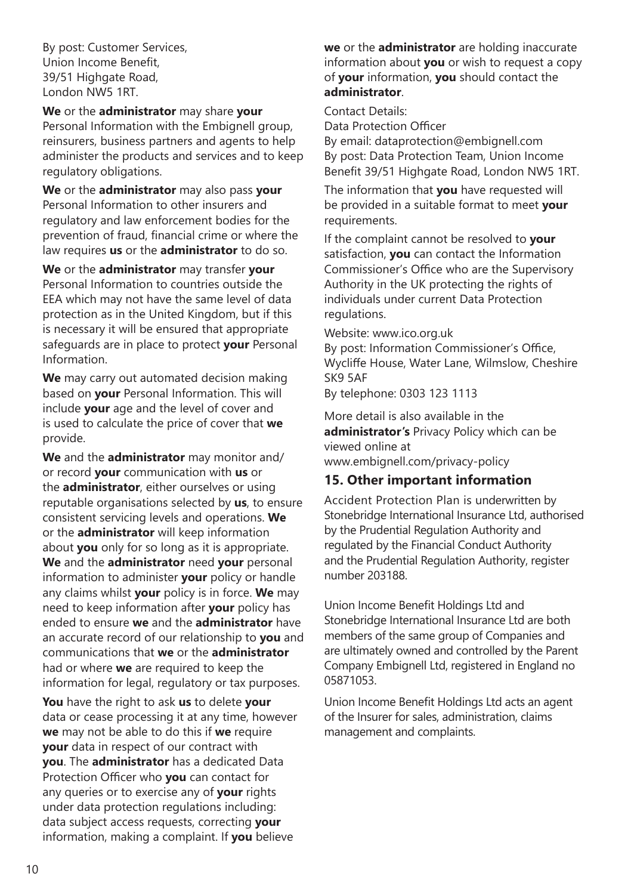By post: Customer Services,
Union Income Benefit,
39/51 Highgate Road,
London NW5 1RT.

**We** or the **administrator** may share **your** Personal Information with the Embignell group, reinsurers, business partners and agents to help administer the products and services and to keep regulatory obligations.

**We** or the **administrator** may also pass **your** Personal Information to other insurers and regulatory and law enforcement bodies for the prevention of fraud, financial crime or where the law requires **us** or the **administrator** to do so.

**We** or the **administrator** may transfer **your** Personal Information to countries outside the EEA which may not have the same level of data protection as in the United Kingdom, but if this is necessary it will be ensured that appropriate safeguards are in place to protect **your** Personal Information.

**We** may carry out automated decision making based on **your** Personal Information. This will include **your** age and the level of cover and is used to calculate the price of cover that **we** provide.

**We** and the **administrator** may monitor and/or record **your** communication with **us** or the **administrator**, either ourselves or using reputable organisations selected by **us**, to ensure consistent servicing levels and operations. **We** or the **administrator** will keep information about **you** only for so long as it is appropriate. **We** and the **administrator** need **your** personal information to administer **your** policy or handle any claims whilst **your** policy is in force. **We** may need to keep information after **your** policy has ended to ensure **we** and the **administrator** have an accurate record of our relationship to **you** and communications that **we** or the **administrator** had or where **we** are required to keep the information for legal, regulatory or tax purposes.

**You** have the right to ask **us** to delete **your** data or cease processing it at any time, however **we** may not be able to do this if **we** require **your** data in respect of our contract with **you**. The **administrator** has a dedicated Data Protection Officer who **you** can contact for any queries or to exercise any of **your** rights under data protection regulations including: data subject access requests, correcting **your** information, making a complaint. If **you** believe **we** or the **administrator** are holding inaccurate information about **you** or wish to request a copy of **your** information, **you** should contact the **administrator**.

Contact Details:
Data Protection Officer
By email: dataprotection@embignell.com
By post: Data Protection Team, Union Income Benefit 39/51 Highgate Road, London NW5 1RT.

The information that **you** have requested will be provided in a suitable format to meet **your** requirements.

If the complaint cannot be resolved to **your** satisfaction, **you** can contact the Information Commissioner's Office who are the Supervisory Authority in the UK protecting the rights of individuals under current Data Protection regulations.

Website: www.ico.org.uk
By post: Information Commissioner's Office, Wycliffe House, Water Lane, Wilmslow, Cheshire SK9 5AF
By telephone: 0303 123 1113

More detail is also available in the **administrator's** Privacy Policy which can be viewed online at
www.embignell.com/privacy-policy

## 15. Other important information

Accident Protection Plan is underwritten by Stonebridge International Insurance Ltd, authorised by the Prudential Regulation Authority and regulated by the Financial Conduct Authority and the Prudential Regulation Authority, register number 203188.

Union Income Benefit Holdings Ltd and Stonebridge International Insurance Ltd are both members of the same group of Companies and are ultimately owned and controlled by the Parent Company Embignell Ltd, registered in England no 05871053.

Union Income Benefit Holdings Ltd acts an agent of the Insurer for sales, administration, claims management and complaints.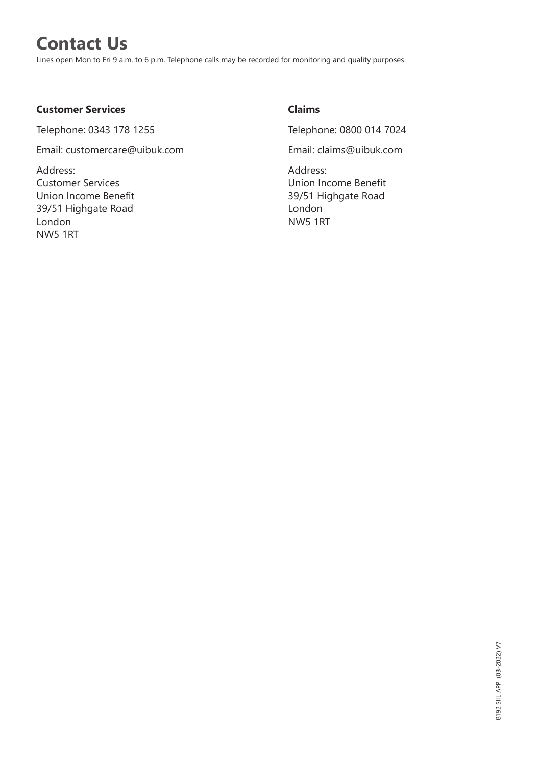# Contact Us

Lines open Mon to Fri 9 a.m. to 6 p.m. Telephone calls may be recorded for monitoring and quality purposes.

**Customer Services**

Telephone: 0343 178 1255

Email: customercare@uibuk.com

Address:
Customer Services
Union Income Benefit
39/51 Highgate Road
London
NW5 1RT

**Claims**

Telephone: 0800 014 7024

Email: claims@uibuk.com

Address:
Union Income Benefit
39/51 Highgate Road
London
NW5 1RT

8192 SIIL APP (03-2022) V7